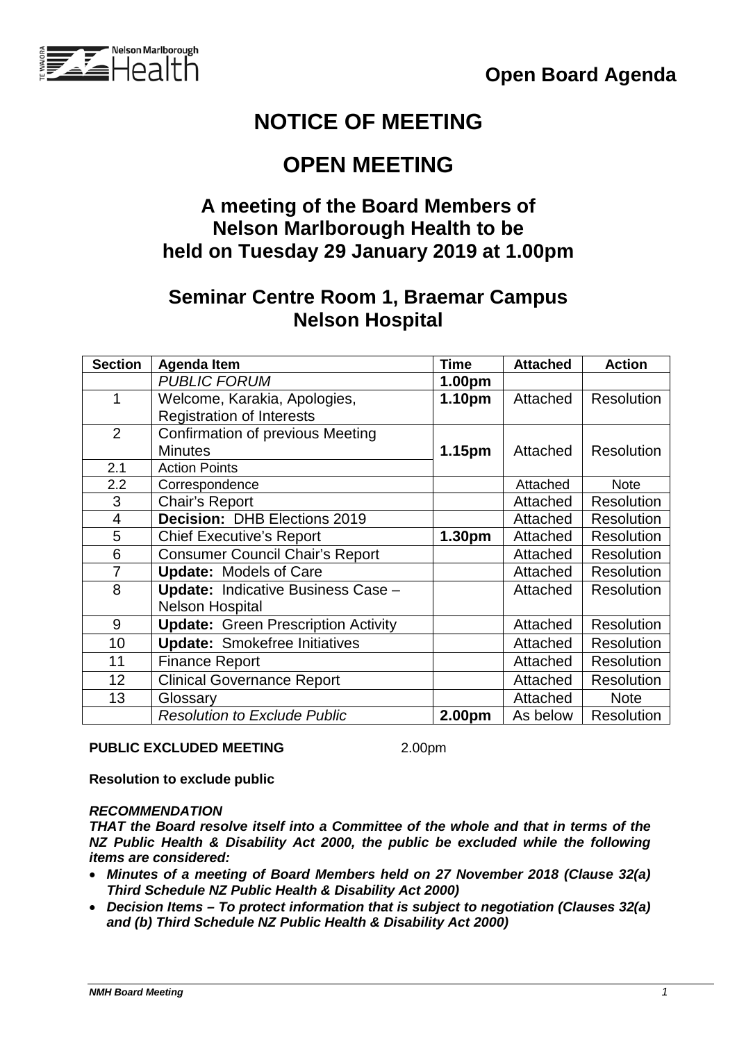**Open Board Agenda**

# NOTICE OF MEETING

# OPEN MEETING

## A meeting of the Board Members of Nelson Marlborough Health to be held on Tuesday 29 January 2019 at 1.00pm

## Seminar Centre Room 1, Braemar Campus Nelson Hospital

| Section | Agenda Item | Time | Attached | Action |
|---|---|---|---|---|
| | *PUBLIC FORUM* | **1.00pm** | | |
| 1 | Welcome, Karakia, Apologies, Registration of Interests | **1.10pm** | Attached | Resolution |
| 2 | Confirmation of previous Meeting Minutes | **1.15pm** | Attached | Resolution |
| 2.1 | Action Points | | | |
| 2.2 | Correspondence | | Attached | Note |
| 3 | Chair's Report | | Attached | Resolution |
| 4 | **Decision:** DHB Elections 2019 | | Attached | Resolution |
| 5 | Chief Executive's Report | **1.30pm** | Attached | Resolution |
| 6 | Consumer Council Chair's Report | | Attached | Resolution |
| 7 | **Update:** Models of Care | | Attached | Resolution |
| 8 | **Update:** Indicative Business Case – Nelson Hospital | | Attached | Resolution |
| 9 | **Update:** Green Prescription Activity | | Attached | Resolution |
| 10 | **Update:** Smokefree Initiatives | | Attached | Resolution |
| 11 | Finance Report | | Attached | Resolution |
| 12 | Clinical Governance Report | | Attached | Resolution |
| 13 | Glossary | | Attached | Note |
| | *Resolution to Exclude Public* | **2.00pm** | As below | Resolution |

**PUBLIC EXCLUDED MEETING** 2.00pm

**Resolution to exclude public**

***RECOMMENDATION***

***THAT the Board resolve itself into a Committee of the whole and that in terms of the NZ Public Health & Disability Act 2000, the public be excluded while the following items are considered:***

- ***Minutes of a meeting of Board Members held on 27 November 2018 (Clause 32(a) Third Schedule NZ Public Health & Disability Act 2000)***
- ***Decision Items – To protect information that is subject to negotiation (Clauses 32(a) and (b) Third Schedule NZ Public Health & Disability Act 2000)***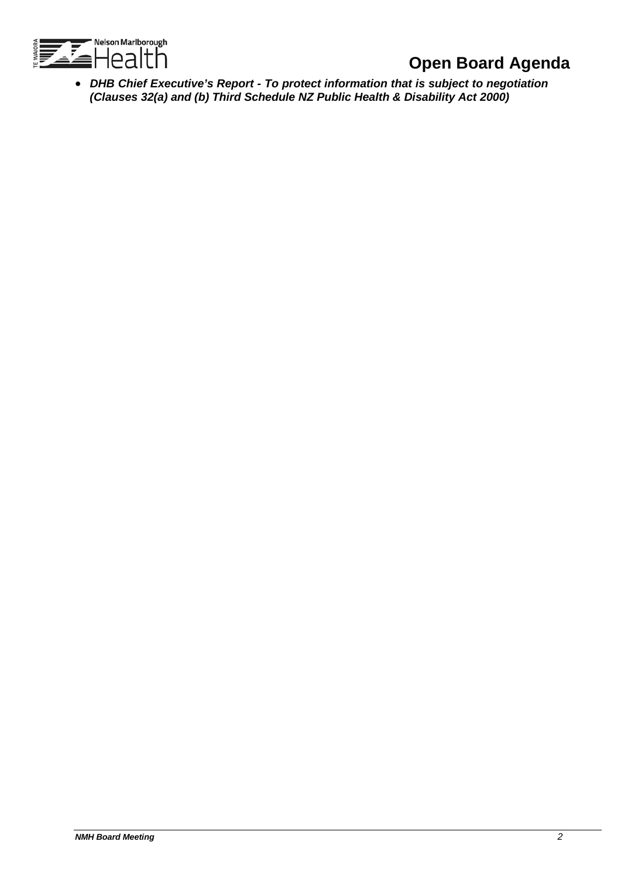- ***DHB Chief Executive's Report - To protect information that is subject to negotiation (Clauses 32(a) and (b) Third Schedule NZ Public Health & Disability Act 2000)***